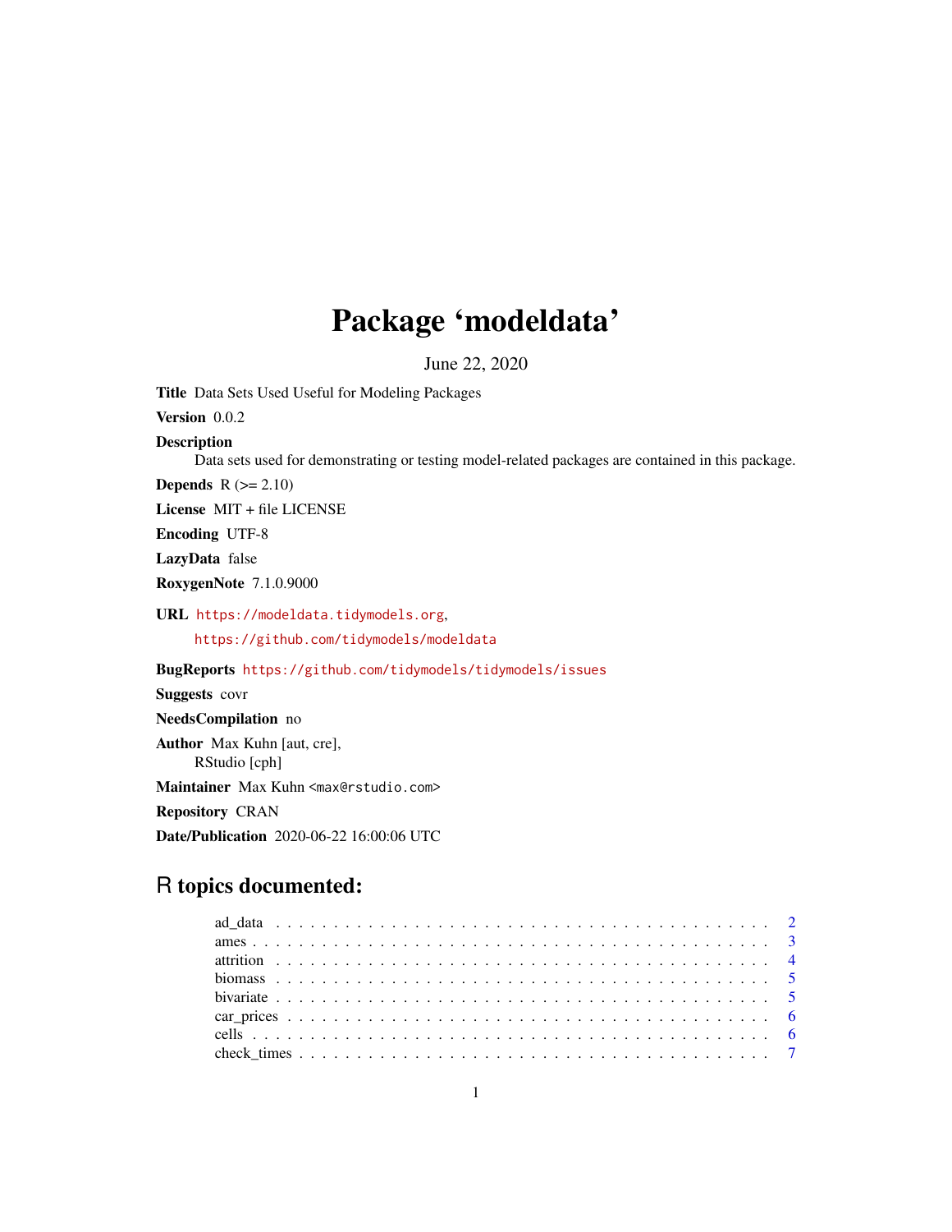# Package 'modeldata'

June 22, 2020

**Title** Data Sets Used Useful for Modeling Packages

**Version** 0.0.2

**Description**
Data sets used for demonstrating or testing model-related packages are contained in this package.

**Depends** R (>= 2.10)

**License** MIT + file LICENSE

**Encoding** UTF-8

**LazyData** false

**RoxygenNote** 7.1.0.9000

**URL** https://modeldata.tidymodels.org,
https://github.com/tidymodels/modeldata

**BugReports** https://github.com/tidymodels/tidymodels/issues

**Suggests** covr

**NeedsCompilation** no

**Author** Max Kuhn [aut, cre],
RStudio [cph]

**Maintainer** Max Kuhn <max@rstudio.com>

**Repository** CRAN

**Date/Publication** 2020-06-22 16:00:06 UTC

## R topics documented:

- ad_data . . . . . . . . . . . . . . . . . . . . . . . . . . . . . . . . . . . . . . . . . . 2
- ames . . . . . . . . . . . . . . . . . . . . . . . . . . . . . . . . . . . . . . . . . . . 3
- attrition . . . . . . . . . . . . . . . . . . . . . . . . . . . . . . . . . . . . . . . . . 4
- biomass . . . . . . . . . . . . . . . . . . . . . . . . . . . . . . . . . . . . . . . . . 5
- bivariate . . . . . . . . . . . . . . . . . . . . . . . . . . . . . . . . . . . . . . . . . 5
- car_prices . . . . . . . . . . . . . . . . . . . . . . . . . . . . . . . . . . . . . . . . 6
- cells . . . . . . . . . . . . . . . . . . . . . . . . . . . . . . . . . . . . . . . . . . . 6
- check_times . . . . . . . . . . . . . . . . . . . . . . . . . . . . . . . . . . . . . . . 7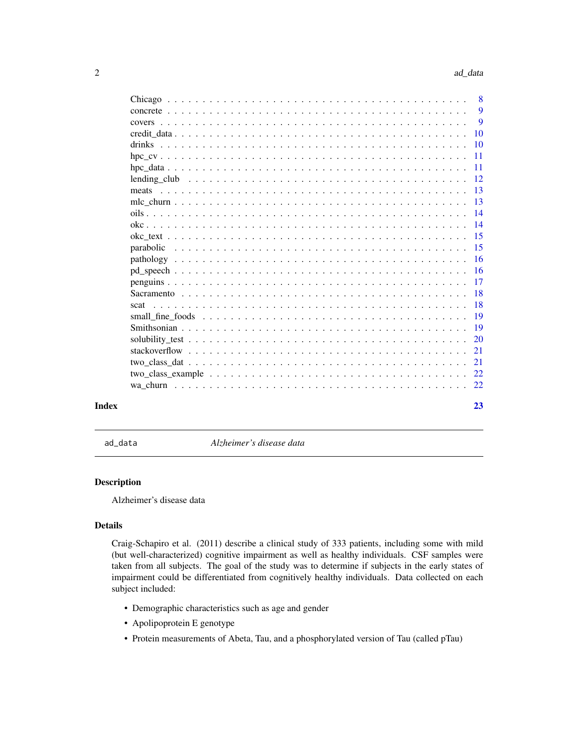| | |
|---|---|
| Chicago | 8 |
| concrete | 9 |
| covers | 9 |
| credit_data | 10 |
| drinks | 10 |
| hpc_cv | 11 |
| hpc_data | 11 |
| lending_club | 12 |
| meats | 13 |
| mlc_churn | 13 |
| oils | 14 |
| okc | 14 |
| okc_text | 15 |
| parabolic | 15 |
| pathology | 16 |
| pd_speech | 16 |
| penguins | 17 |
| Sacramento | 18 |
| scat | 18 |
| small_fine_foods | 19 |
| Smithsonian | 19 |
| solubility_test | 20 |
| stackoverflow | 21 |
| two_class_dat | 21 |
| two_class_example | 22 |
| wa_churn | 22 |

**Index** 23

---

`ad_data` *Alzheimer's disease data*

---

## Description

Alzheimer's disease data

## Details

Craig-Schapiro et al. (2011) describe a clinical study of 333 patients, including some with mild (but well-characterized) cognitive impairment as well as healthy individuals. CSF samples were taken from all subjects. The goal of the study was to determine if subjects in the early states of impairment could be differentiated from cognitively healthy individuals. Data collected on each subject included:

- Demographic characteristics such as age and gender
- Apolipoprotein E genotype
- Protein measurements of Abeta, Tau, and a phosphorylated version of Tau (called pTau)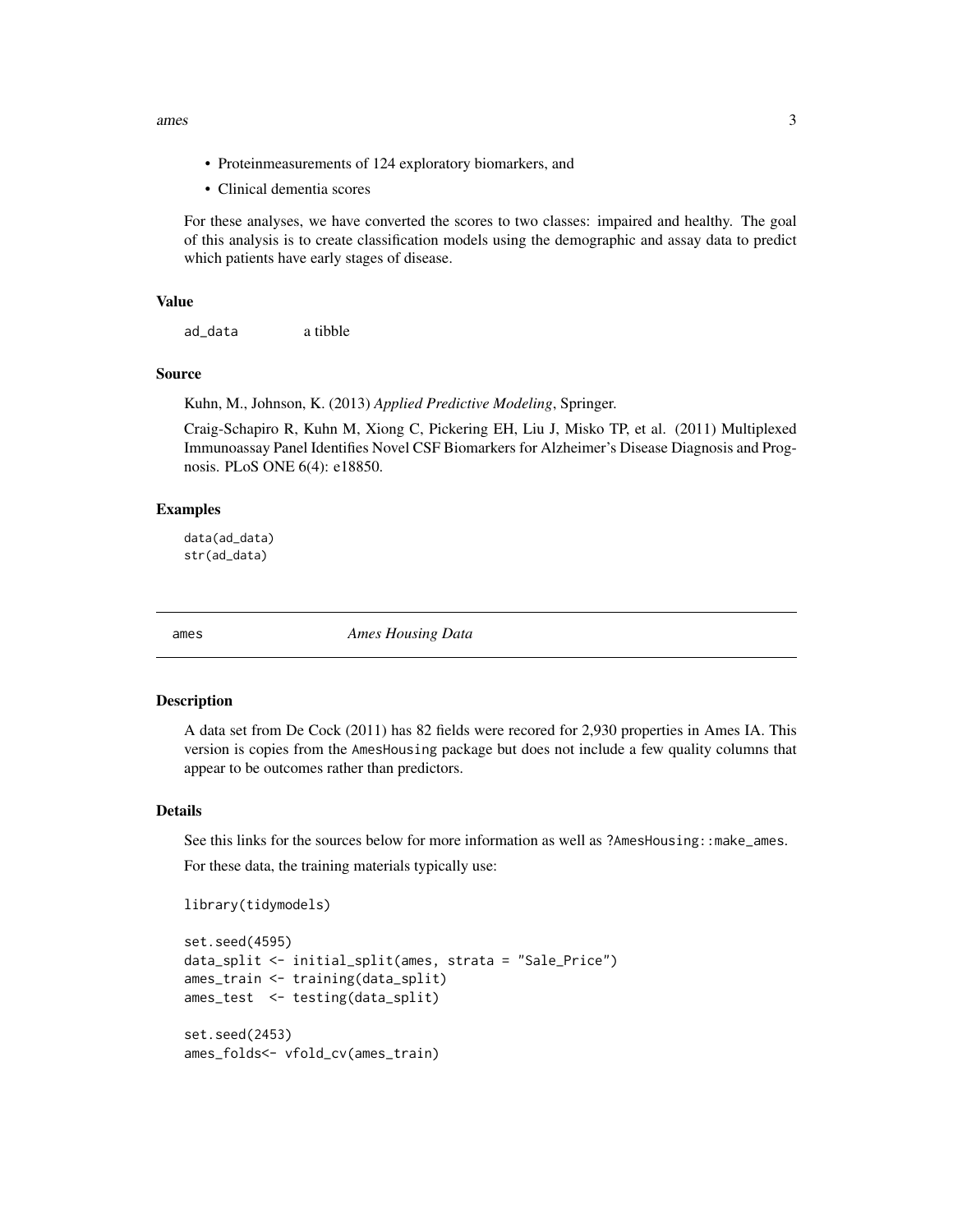- Proteinmeasurements of 124 exploratory biomarkers, and
- Clinical dementia scores

For these analyses, we have converted the scores to two classes: impaired and healthy. The goal of this analysis is to create classification models using the demographic and assay data to predict which patients have early stages of disease.

### Value

ad_data a tibble

### Source

Kuhn, M., Johnson, K. (2013) *Applied Predictive Modeling*, Springer.

Craig-Schapiro R, Kuhn M, Xiong C, Pickering EH, Liu J, Misko TP, et al. (2011) Multiplexed Immunoassay Panel Identifies Novel CSF Biomarkers for Alzheimer's Disease Diagnosis and Prognosis. PLoS ONE 6(4): e18850.

### Examples

```
data(ad_data)
str(ad_data)
```

## ames *Ames Housing Data*

### Description

A data set from De Cock (2011) has 82 fields were recored for 2,930 properties in Ames IA. This version is copies from the AmesHousing package but does not include a few quality columns that appear to be outcomes rather than predictors.

### Details

See this links for the sources below for more information as well as ?AmesHousing::make_ames.

For these data, the training materials typically use:

```
library(tidymodels)

set.seed(4595)
data_split <- initial_split(ames, strata = "Sale_Price")
ames_train <- training(data_split)
ames_test  <- testing(data_split)

set.seed(2453)
ames_folds<- vfold_cv(ames_train)
```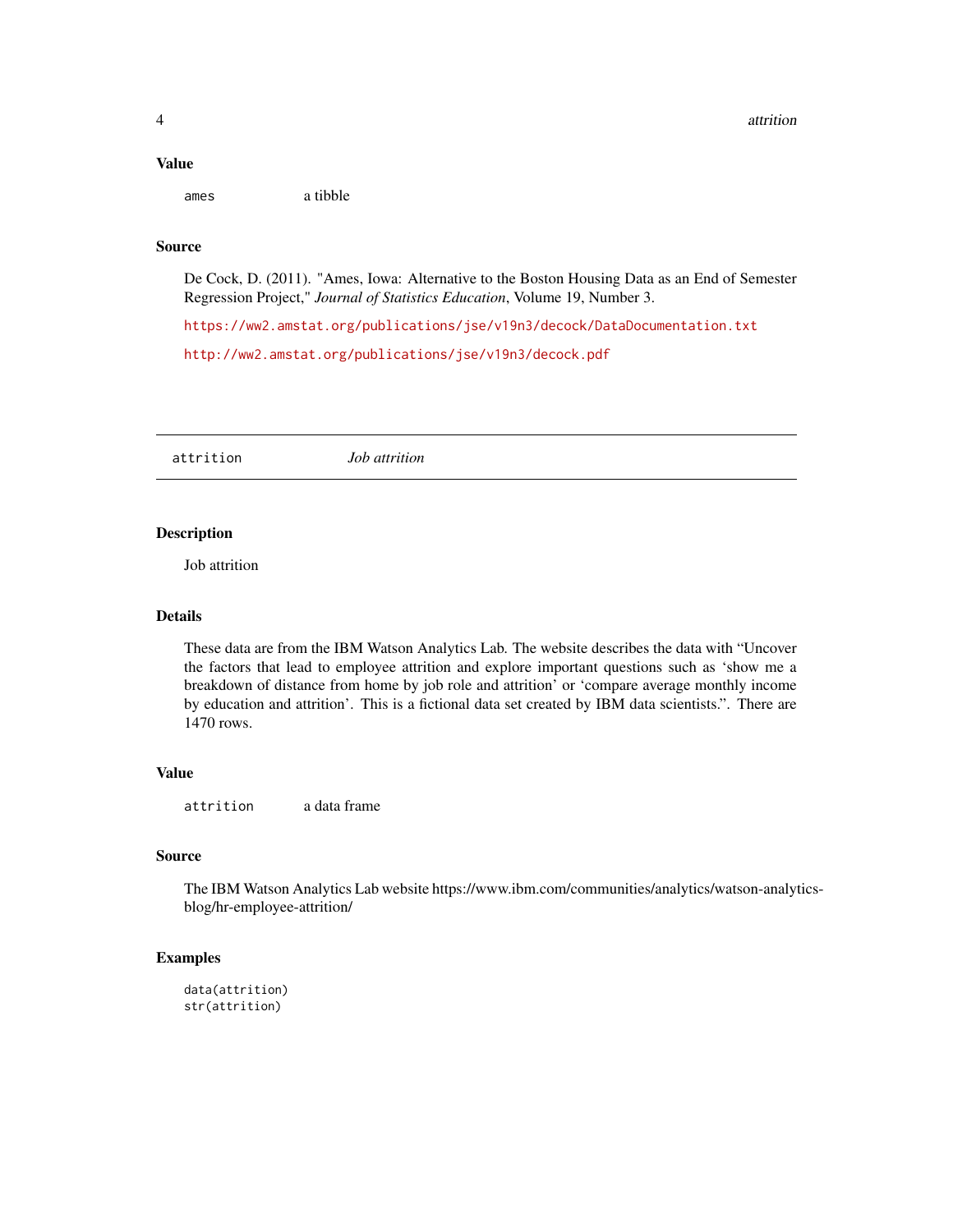### Value

| | |
|---|---|
| `ames` | a tibble |

### Source

De Cock, D. (2011). "Ames, Iowa: Alternative to the Boston Housing Data as an End of Semester Regression Project," *Journal of Statistics Education*, Volume 19, Number 3.

https://ww2.amstat.org/publications/jse/v19n3/decock/DataDocumentation.txt

http://ww2.amstat.org/publications/jse/v19n3/decock.pdf

---

## attrition — *Job attrition*

---

### Description

Job attrition

### Details

These data are from the IBM Watson Analytics Lab. The website describes the data with "Uncover the factors that lead to employee attrition and explore important questions such as 'show me a breakdown of distance from home by job role and attrition' or 'compare average monthly income by education and attrition'. This is a fictional data set created by IBM data scientists.". There are 1470 rows.

### Value

| | |
|---|---|
| `attrition` | a data frame |

### Source

The IBM Watson Analytics Lab website https://www.ibm.com/communities/analytics/watson-analytics-blog/hr-employee-attrition/

### Examples

```
data(attrition)
str(attrition)
```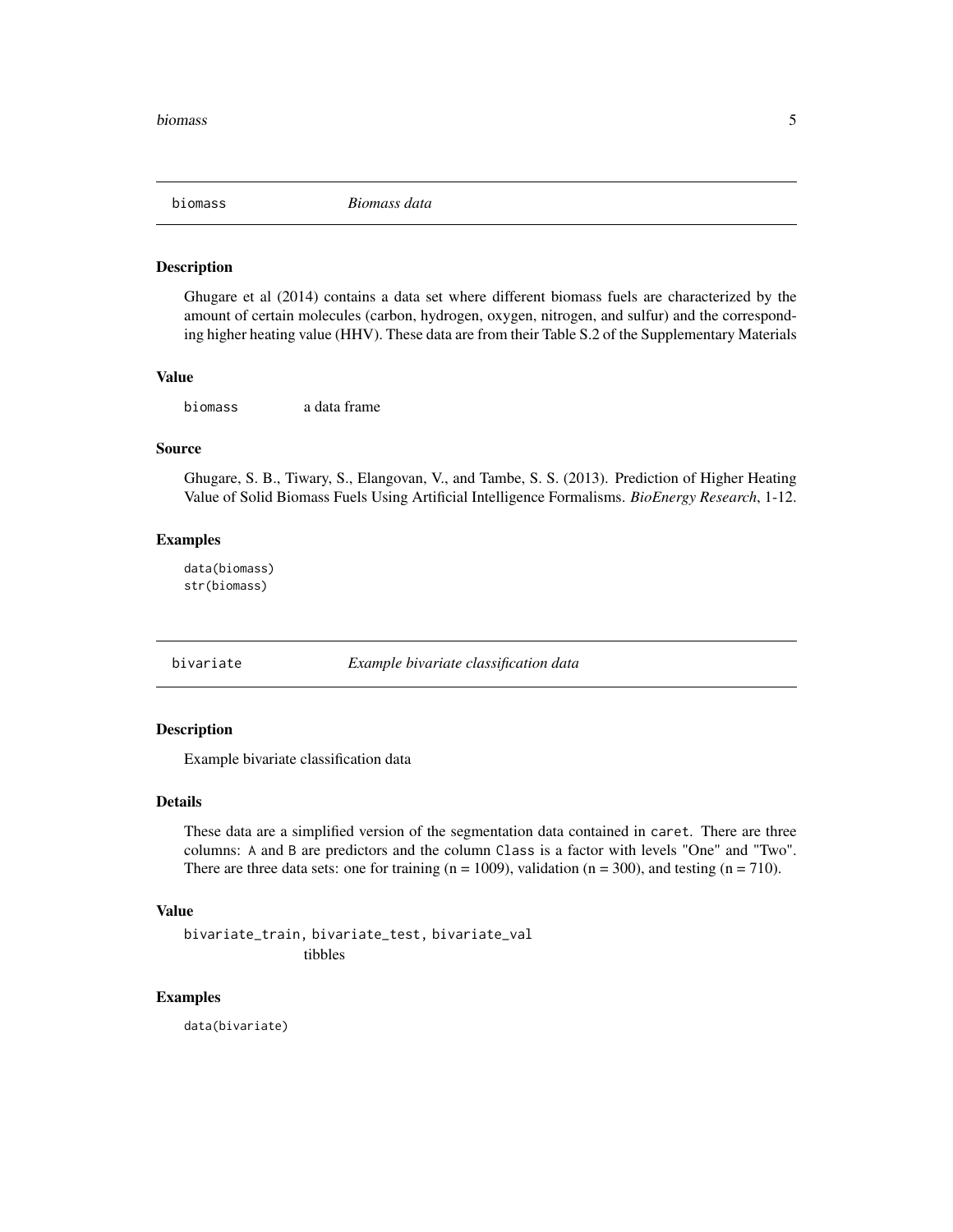## biomass *Biomass data*

### Description

Ghugare et al (2014) contains a data set where different biomass fuels are characterized by the amount of certain molecules (carbon, hydrogen, oxygen, nitrogen, and sulfur) and the corresponding higher heating value (HHV). These data are from their Table S.2 of the Supplementary Materials

### Value

`biomass` a data frame

### Source

Ghugare, S. B., Tiwary, S., Elangovan, V., and Tambe, S. S. (2013). Prediction of Higher Heating Value of Solid Biomass Fuels Using Artificial Intelligence Formalisms. *BioEnergy Research*, 1-12.

### Examples

```
data(biomass)
str(biomass)
```

## bivariate *Example bivariate classification data*

### Description

Example bivariate classification data

### Details

These data are a simplified version of the segmentation data contained in `caret`. There are three columns: `A` and `B` are predictors and the column `Class` is a factor with levels "One" and "Two". There are three data sets: one for training (n = 1009), validation (n = 300), and testing (n = 710).

### Value

`bivariate_train, bivariate_test, bivariate_val`
tibbles

### Examples

```
data(bivariate)
```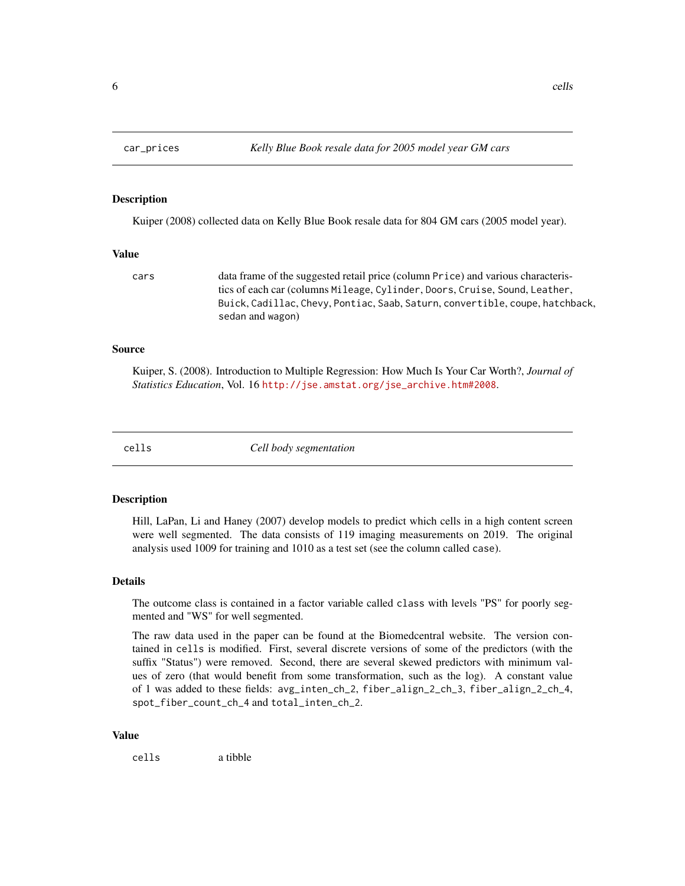## car_prices *Kelly Blue Book resale data for 2005 model year GM cars*

### Description

Kuiper (2008) collected data on Kelly Blue Book resale data for 804 GM cars (2005 model year).

### Value

cars data frame of the suggested retail price (column `Price`) and various characteristics of each car (columns `Mileage`, `Cylinder`, `Doors`, `Cruise`, `Sound`, `Leather`, `Buick`, `Cadillac`, `Chevy`, `Pontiac`, `Saab`, `Saturn`, `convertible`, `coupe`, `hatchback`, `sedan` and `wagon`)

### Source

Kuiper, S. (2008). Introduction to Multiple Regression: How Much Is Your Car Worth?, *Journal of Statistics Education*, Vol. 16 http://jse.amstat.org/jse_archive.htm#2008.

## cells *Cell body segmentation*

### Description

Hill, LaPan, Li and Haney (2007) develop models to predict which cells in a high content screen were well segmented. The data consists of 119 imaging measurements on 2019. The original analysis used 1009 for training and 1010 as a test set (see the column called `case`).

### Details

The outcome class is contained in a factor variable called `class` with levels "PS" for poorly segmented and "WS" for well segmented.

The raw data used in the paper can be found at the Biomedcentral website. The version contained in `cells` is modified. First, several discrete versions of some of the predictors (with the suffix "Status") were removed. Second, there are several skewed predictors with minimum values of zero (that would benefit from some transformation, such as the log). A constant value of 1 was added to these fields: `avg_inten_ch_2`, `fiber_align_2_ch_3`, `fiber_align_2_ch_4`, `spot_fiber_count_ch_4` and `total_inten_ch_2`.

### Value

cells a tibble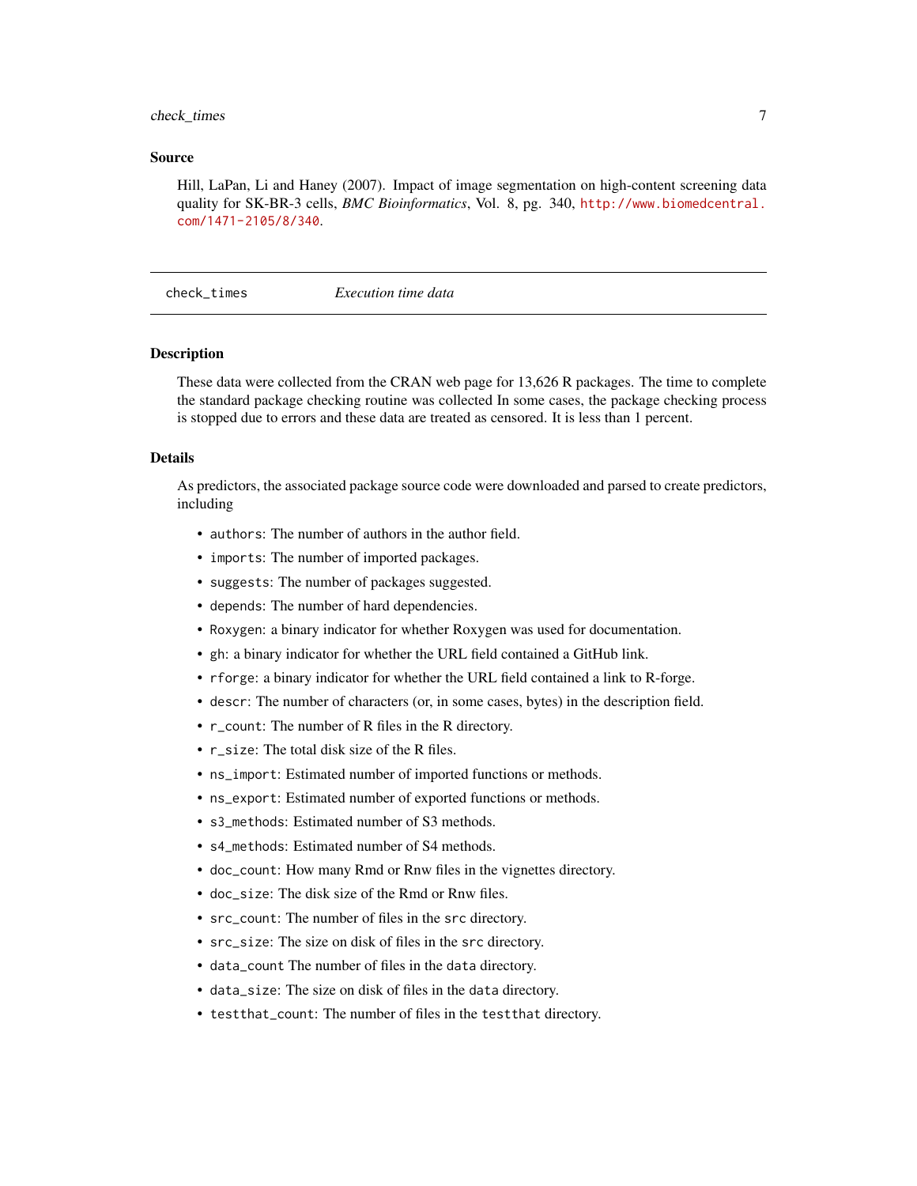## Source

Hill, LaPan, Li and Haney (2007). Impact of image segmentation on high-content screening data quality for SK-BR-3 cells, *BMC Bioinformatics*, Vol. 8, pg. 340, http://www.biomedcentral.com/1471-2105/8/340.

---

# check_times — *Execution time data*

---

## Description

These data were collected from the CRAN web page for 13,626 R packages. The time to complete the standard package checking routine was collected In some cases, the package checking process is stopped due to errors and these data are treated as censored. It is less than 1 percent.

## Details

As predictors, the associated package source code were downloaded and parsed to create predictors, including

- `authors`: The number of authors in the author field.
- `imports`: The number of imported packages.
- `suggests`: The number of packages suggested.
- `depends`: The number of hard dependencies.
- `Roxygen`: a binary indicator for whether Roxygen was used for documentation.
- `gh`: a binary indicator for whether the URL field contained a GitHub link.
- `rforge`: a binary indicator for whether the URL field contained a link to R-forge.
- `descr`: The number of characters (or, in some cases, bytes) in the description field.
- `r_count`: The number of R files in the R directory.
- `r_size`: The total disk size of the R files.
- `ns_import`: Estimated number of imported functions or methods.
- `ns_export`: Estimated number of exported functions or methods.
- `s3_methods`: Estimated number of S3 methods.
- `s4_methods`: Estimated number of S4 methods.
- `doc_count`: How many Rmd or Rnw files in the vignettes directory.
- `doc_size`: The disk size of the Rmd or Rnw files.
- `src_count`: The number of files in the `src` directory.
- `src_size`: The size on disk of files in the `src` directory.
- `data_count` The number of files in the `data` directory.
- `data_size`: The size on disk of files in the `data` directory.
- `testthat_count`: The number of files in the `testthat` directory.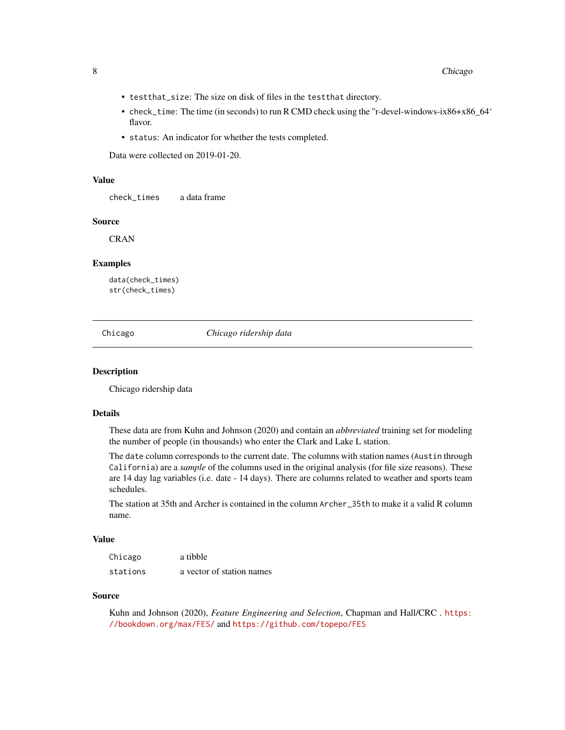- `testthat_size`: The size on disk of files in the `testthat` directory.
- `check_time`: The time (in seconds) to run R CMD check using the "r-devel-windows-ix86+x86_64' flavor.
- `status`: An indicator for whether the tests completed.

Data were collected on 2019-01-20.

### Value

`check_times` a data frame

### Source

CRAN

### Examples

```
data(check_times)
str(check_times)
```

---

## Chicago *Chicago ridership data*

### Description

Chicago ridership data

### Details

These data are from Kuhn and Johnson (2020) and contain an *abbreviated* training set for modeling the number of people (in thousands) who enter the Clark and Lake L station.

The `date` column corresponds to the current date. The columns with station names (`Austin` through `California`) are a *sample* of the columns used in the original analysis (for file size reasons). These are 14 day lag variables (i.e. date - 14 days). There are columns related to weather and sports team schedules.

The station at 35th and Archer is contained in the column `Archer_35th` to make it a valid R column name.

### Value

`Chicago` a tibble

`stations` a vector of station names

### Source

Kuhn and Johnson (2020), *Feature Engineering and Selection*, Chapman and Hall/CRC . https://bookdown.org/max/FES/ and https://github.com/topepo/FES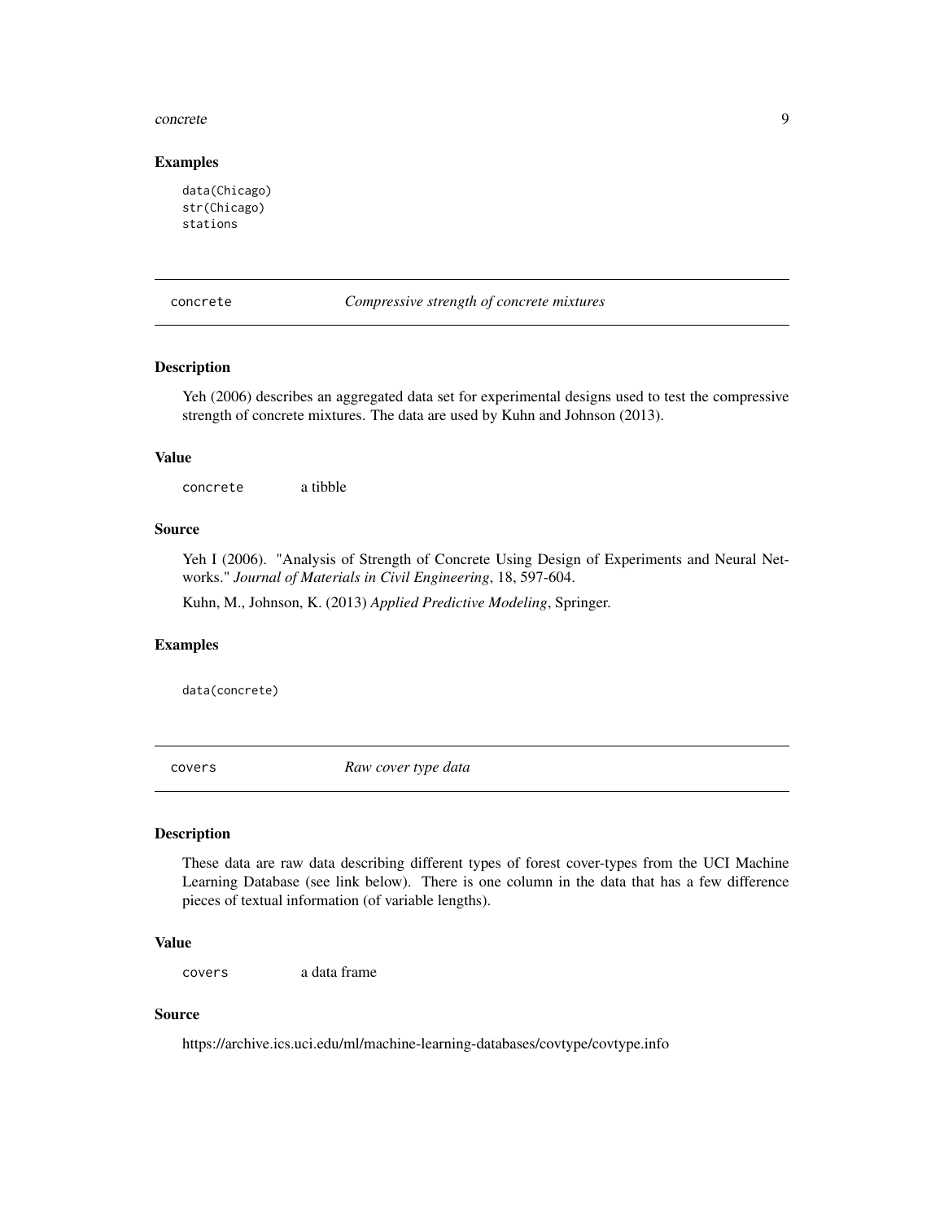### Examples

```
data(Chicago)
str(Chicago)
stations
```

## concrete — *Compressive strength of concrete mixtures*

### Description

Yeh (2006) describes an aggregated data set for experimental designs used to test the compressive strength of concrete mixtures. The data are used by Kuhn and Johnson (2013).

### Value

concrete a tibble

### Source

Yeh I (2006). "Analysis of Strength of Concrete Using Design of Experiments and Neural Networks." *Journal of Materials in Civil Engineering*, 18, 597-604.

Kuhn, M., Johnson, K. (2013) *Applied Predictive Modeling*, Springer.

### Examples

```
data(concrete)
```

## covers — *Raw cover type data*

### Description

These data are raw data describing different types of forest cover-types from the UCI Machine Learning Database (see link below). There is one column in the data that has a few difference pieces of textual information (of variable lengths).

### Value

covers a data frame

### Source

https://archive.ics.uci.edu/ml/machine-learning-databases/covtype/covtype.info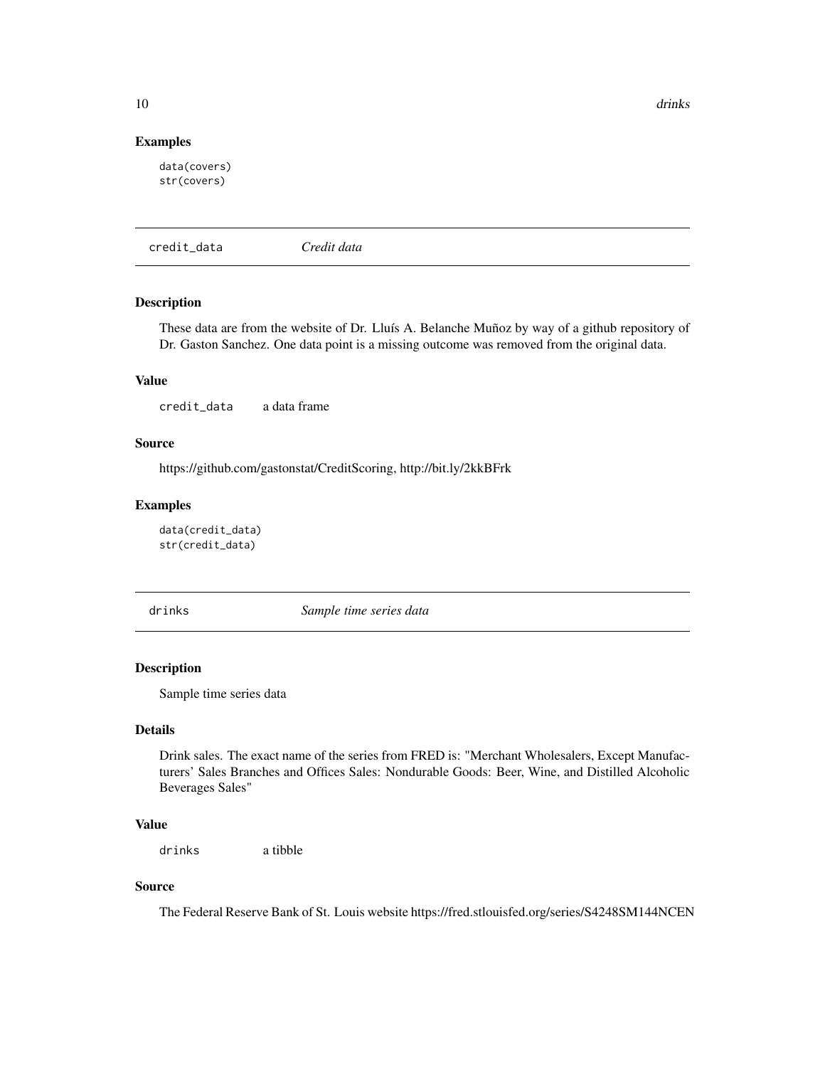## Examples

```
data(covers)
str(covers)
```

## credit_data *Credit data*

### Description

These data are from the website of Dr. Lluís A. Belanche Muñoz by way of a github repository of Dr. Gaston Sanchez. One data point is a missing outcome was removed from the original data.

### Value

`credit_data` a data frame

### Source

https://github.com/gastonstat/CreditScoring, http://bit.ly/2kkBFrk

### Examples

```
data(credit_data)
str(credit_data)
```

## drinks *Sample time series data*

### Description

Sample time series data

### Details

Drink sales. The exact name of the series from FRED is: "Merchant Wholesalers, Except Manufacturers' Sales Branches and Offices Sales: Nondurable Goods: Beer, Wine, and Distilled Alcoholic Beverages Sales"

### Value

`drinks` a tibble

### Source

The Federal Reserve Bank of St. Louis website https://fred.stlouisfed.org/series/S4248SM144NCEN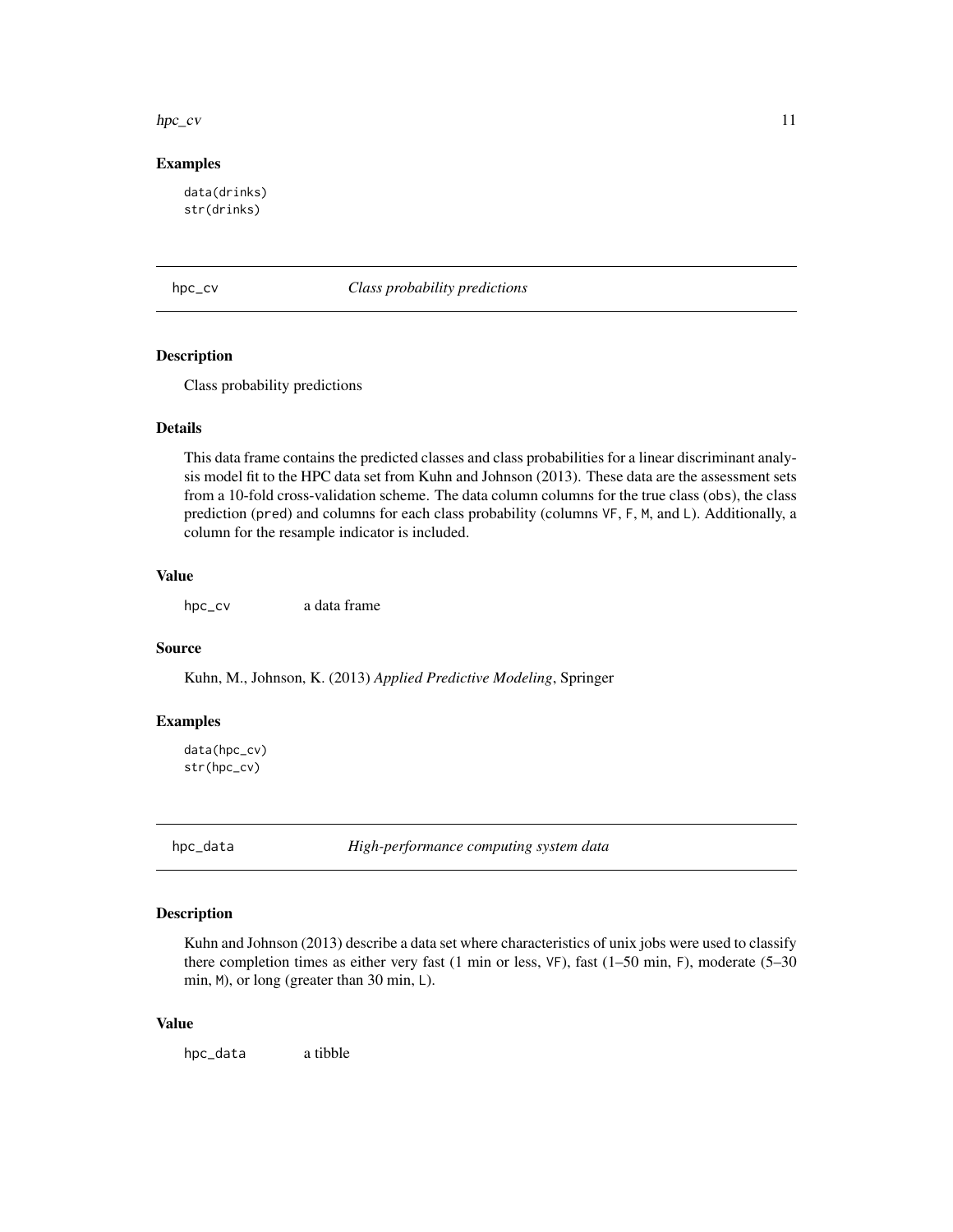### Examples

```
data(drinks)
str(drinks)
```

## hpc_cv — *Class probability predictions*

### Description

Class probability predictions

### Details

This data frame contains the predicted classes and class probabilities for a linear discriminant analysis model fit to the HPC data set from Kuhn and Johnson (2013). These data are the assessment sets from a 10-fold cross-validation scheme. The data column columns for the true class (`obs`), the class prediction (`pred`) and columns for each class probability (columns `VF`, `F`, `M`, and `L`). Additionally, a column for the resample indicator is included.

### Value

`hpc_cv` a data frame

### Source

Kuhn, M., Johnson, K. (2013) *Applied Predictive Modeling*, Springer

### Examples

```
data(hpc_cv)
str(hpc_cv)
```

## hpc_data — *High-performance computing system data*

### Description

Kuhn and Johnson (2013) describe a data set where characteristics of unix jobs were used to classify there completion times as either very fast (1 min or less, `VF`), fast (1–50 min, `F`), moderate (5–30 min, `M`), or long (greater than 30 min, `L`).

### Value

`hpc_data` a tibble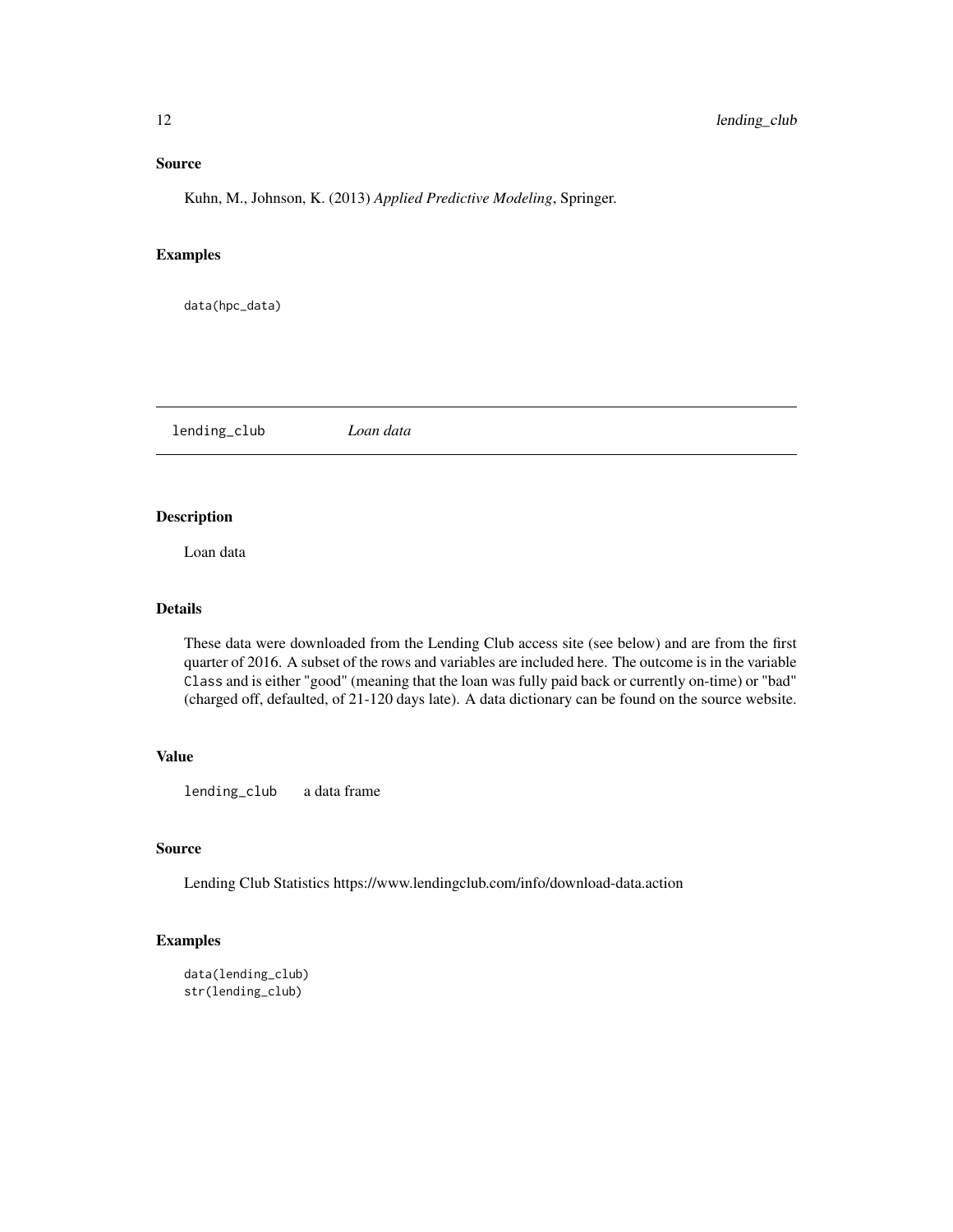### Source

Kuhn, M., Johnson, K. (2013) *Applied Predictive Modeling*, Springer.

### Examples

```
data(hpc_data)
```

---

## lending_club — *Loan data*

---

### Description

Loan data

### Details

These data were downloaded from the Lending Club access site (see below) and are from the first quarter of 2016. A subset of the rows and variables are included here. The outcome is in the variable `Class` and is either "good" (meaning that the loan was fully paid back or currently on-time) or "bad" (charged off, defaulted, of 21-120 days late). A data dictionary can be found on the source website.

### Value

`lending_club` a data frame

### Source

Lending Club Statistics https://www.lendingclub.com/info/download-data.action

### Examples

```
data(lending_club)
str(lending_club)
```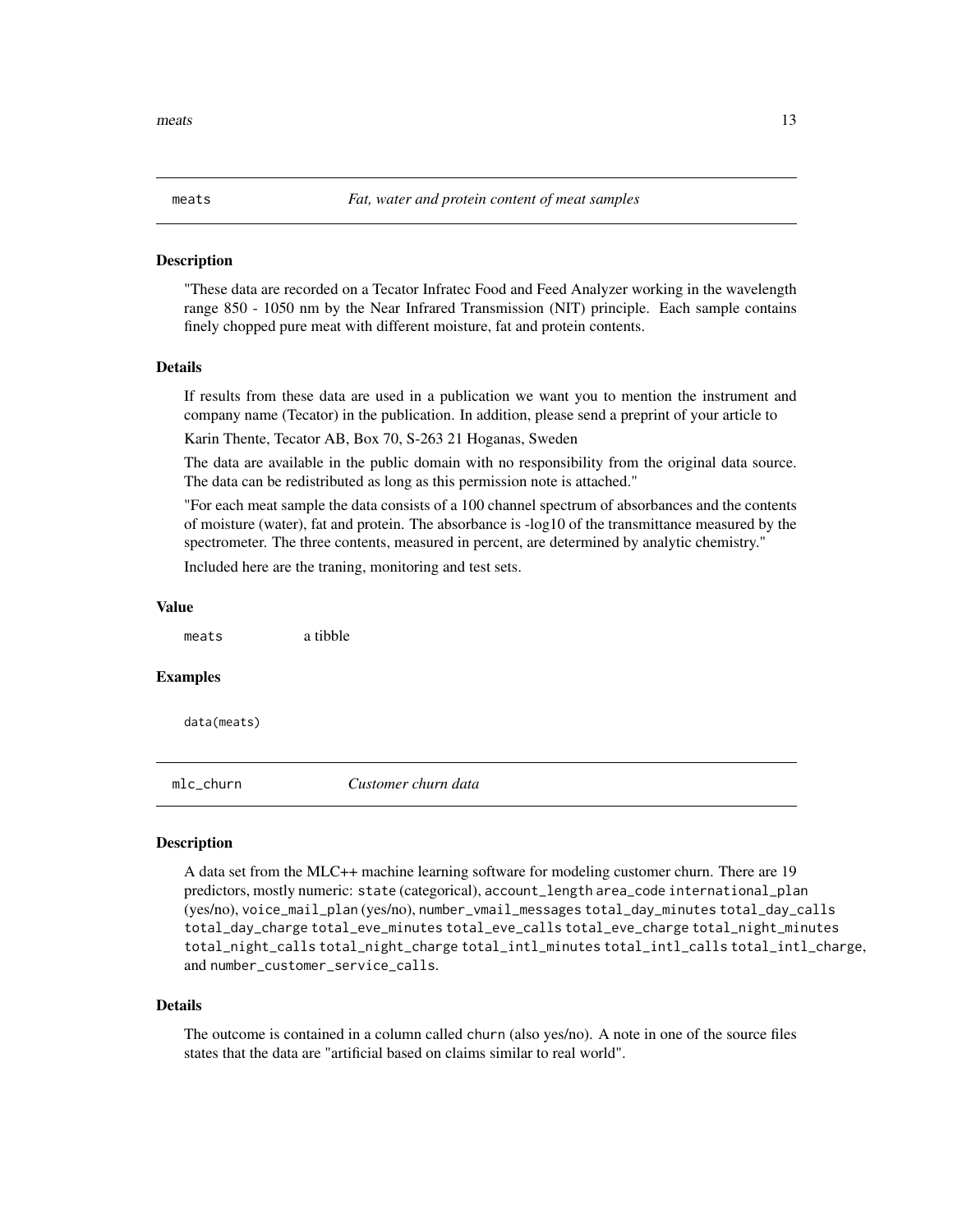## meats — *Fat, water and protein content of meat samples*

### Description

"These data are recorded on a Tecator Infratec Food and Feed Analyzer working in the wavelength range 850 - 1050 nm by the Near Infrared Transmission (NIT) principle. Each sample contains finely chopped pure meat with different moisture, fat and protein contents.

### Details

If results from these data are used in a publication we want you to mention the instrument and company name (Tecator) in the publication. In addition, please send a preprint of your article to

Karin Thente, Tecator AB, Box 70, S-263 21 Hoganas, Sweden

The data are available in the public domain with no responsibility from the original data source. The data can be redistributed as long as this permission note is attached."

"For each meat sample the data consists of a 100 channel spectrum of absorbances and the contents of moisture (water), fat and protein. The absorbance is -log10 of the transmittance measured by the spectrometer. The three contents, measured in percent, are determined by analytic chemistry."

Included here are the traning, monitoring and test sets.

### Value

`meats` a tibble

### Examples

```
data(meats)
```

## mlc_churn — *Customer churn data*

### Description

A data set from the MLC++ machine learning software for modeling customer churn. There are 19 predictors, mostly numeric: `state` (categorical), `account_length` `area_code` `international_plan` (yes/no), `voice_mail_plan` (yes/no), `number_vmail_messages` `total_day_minutes` `total_day_calls` `total_day_charge` `total_eve_minutes` `total_eve_calls` `total_eve_charge` `total_night_minutes` `total_night_calls` `total_night_charge` `total_intl_minutes` `total_intl_calls` `total_intl_charge`, and `number_customer_service_calls`.

### Details

The outcome is contained in a column called `churn` (also yes/no). A note in one of the source files states that the data are "artificial based on claims similar to real world".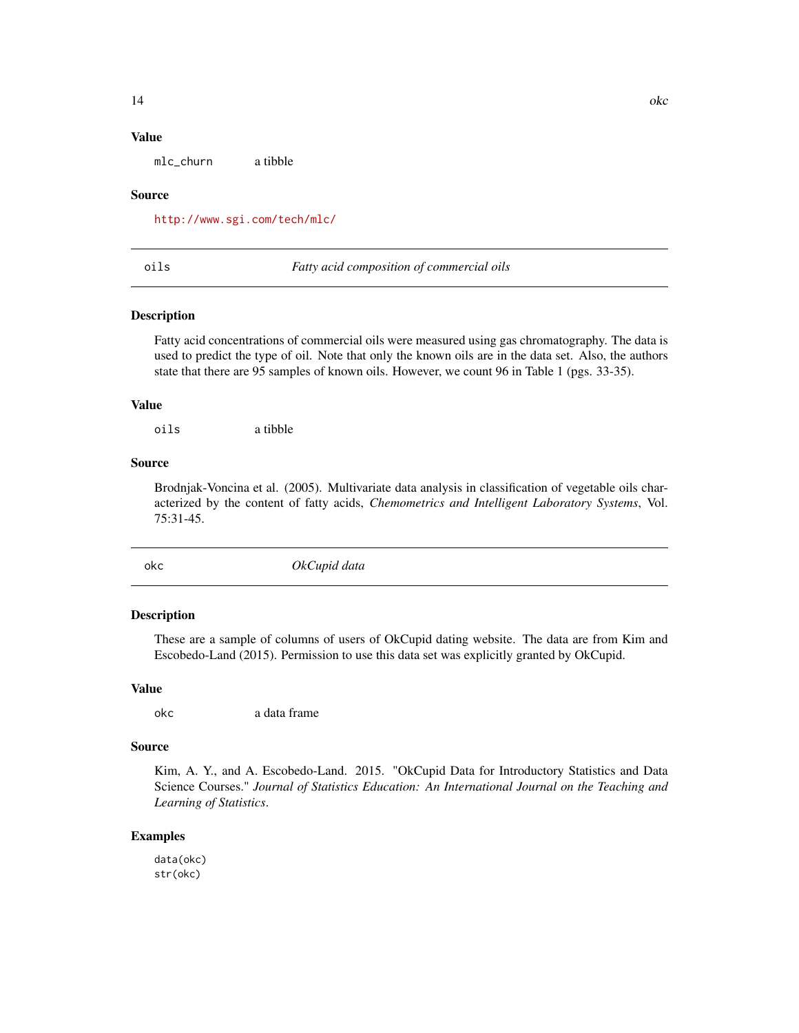### Value

`mlc_churn` a tibble

### Source

http://www.sgi.com/tech/mlc/

---

## oils — *Fatty acid composition of commercial oils*

### Description

Fatty acid concentrations of commercial oils were measured using gas chromatography. The data is used to predict the type of oil. Note that only the known oils are in the data set. Also, the authors state that there are 95 samples of known oils. However, we count 96 in Table 1 (pgs. 33-35).

### Value

`oils` a tibble

### Source

Brodnjak-Voncina et al. (2005). Multivariate data analysis in classification of vegetable oils characterized by the content of fatty acids, *Chemometrics and Intelligent Laboratory Systems*, Vol. 75:31-45.

---

## okc — *OkCupid data*

### Description

These are a sample of columns of users of OkCupid dating website. The data are from Kim and Escobedo-Land (2015). Permission to use this data set was explicitly granted by OkCupid.

### Value

`okc` a data frame

### Source

Kim, A. Y., and A. Escobedo-Land. 2015. "OkCupid Data for Introductory Statistics and Data Science Courses." *Journal of Statistics Education: An International Journal on the Teaching and Learning of Statistics*.

### Examples

```
data(okc)
str(okc)
```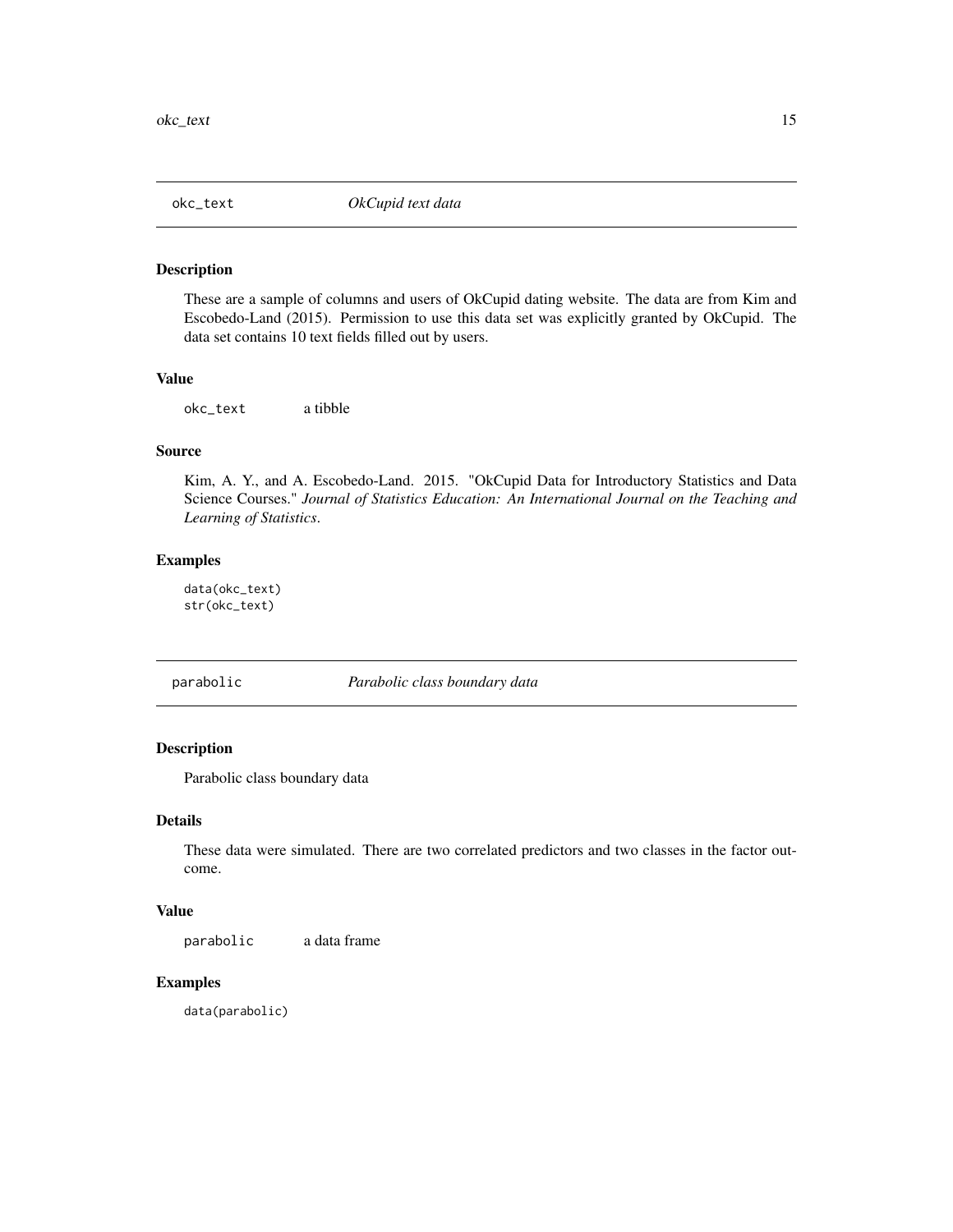## okc_text *OkCupid text data*

### Description

These are a sample of columns and users of OkCupid dating website. The data are from Kim and Escobedo-Land (2015). Permission to use this data set was explicitly granted by OkCupid. The data set contains 10 text fields filled out by users.

### Value

okc_text     a tibble

### Source

Kim, A. Y., and A. Escobedo-Land. 2015. "OkCupid Data for Introductory Statistics and Data Science Courses." *Journal of Statistics Education: An International Journal on the Teaching and Learning of Statistics*.

### Examples

```
data(okc_text)
str(okc_text)
```

## parabolic *Parabolic class boundary data*

### Description

Parabolic class boundary data

### Details

These data were simulated. There are two correlated predictors and two classes in the factor outcome.

### Value

parabolic     a data frame

### Examples

```
data(parabolic)
```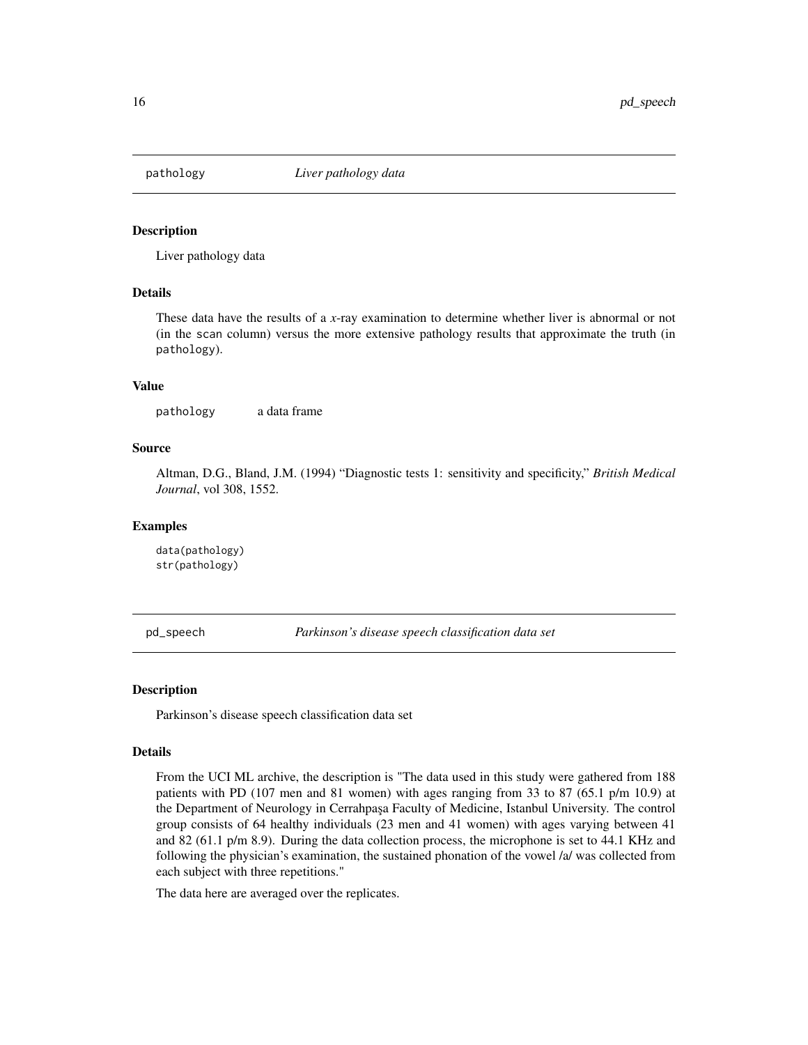## pathology *Liver pathology data*

### Description

Liver pathology data

### Details

These data have the results of a *x*-ray examination to determine whether liver is abnormal or not (in the `scan` column) versus the more extensive pathology results that approximate the truth (in `pathology`).

### Value

`pathology` a data frame

### Source

Altman, D.G., Bland, J.M. (1994) "Diagnostic tests 1: sensitivity and specificity," *British Medical Journal*, vol 308, 1552.

### Examples

```
data(pathology)
str(pathology)
```

## pd_speech *Parkinson's disease speech classification data set*

### Description

Parkinson's disease speech classification data set

### Details

From the UCI ML archive, the description is "The data used in this study were gathered from 188 patients with PD (107 men and 81 women) with ages ranging from 33 to 87 (65.1 p/m 10.9) at the Department of Neurology in Cerrahpaşa Faculty of Medicine, Istanbul University. The control group consists of 64 healthy individuals (23 men and 41 women) with ages varying between 41 and 82 (61.1 p/m 8.9). During the data collection process, the microphone is set to 44.1 KHz and following the physician's examination, the sustained phonation of the vowel /a/ was collected from each subject with three repetitions."

The data here are averaged over the replicates.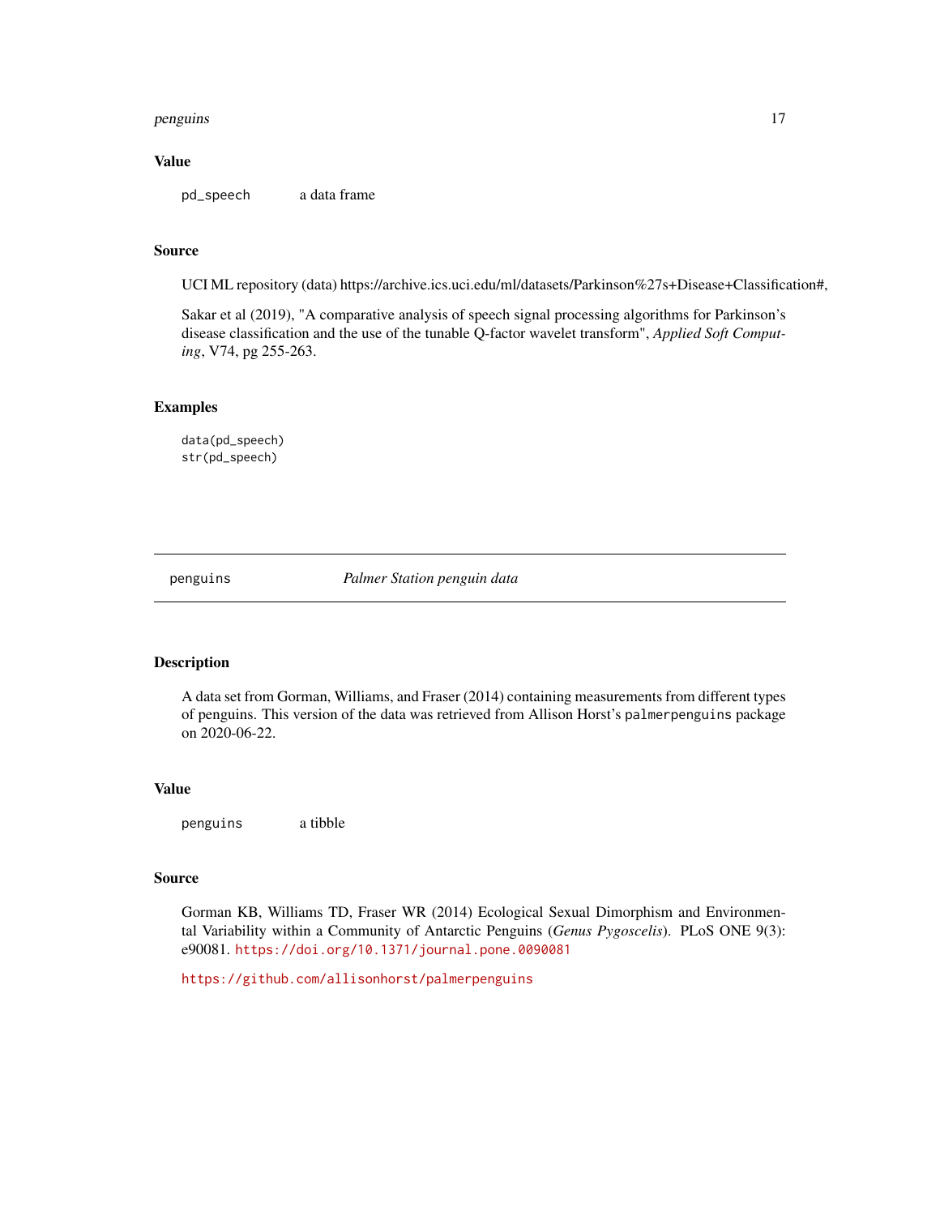### Value

`pd_speech` a data frame

### Source

UCI ML repository (data) https://archive.ics.uci.edu/ml/datasets/Parkinson%27s+Disease+Classification#,

Sakar et al (2019), "A comparative analysis of speech signal processing algorithms for Parkinson's disease classification and the use of the tunable Q-factor wavelet transform", *Applied Soft Computing*, V74, pg 255-263.

### Examples

```
data(pd_speech)
str(pd_speech)
```

---

## penguins — *Palmer Station penguin data*

---

### Description

A data set from Gorman, Williams, and Fraser (2014) containing measurements from different types of penguins. This version of the data was retrieved from Allison Horst's `palmerpenguins` package on 2020-06-22.

### Value

`penguins` a tibble

### Source

Gorman KB, Williams TD, Fraser WR (2014) Ecological Sexual Dimorphism and Environmental Variability within a Community of Antarctic Penguins (*Genus Pygoscelis*). PLoS ONE 9(3): e90081. https://doi.org/10.1371/journal.pone.0090081

https://github.com/allisonhorst/palmerpenguins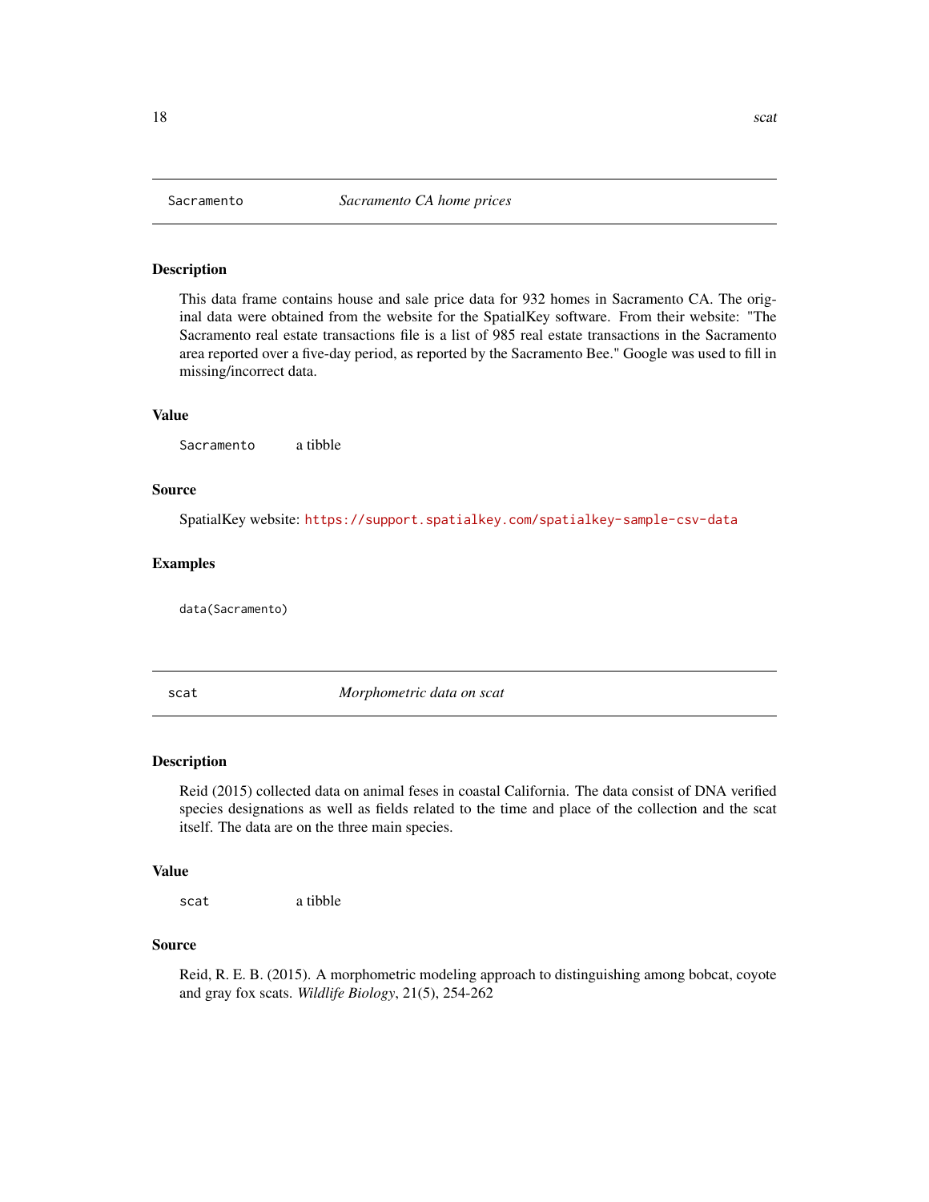## Sacramento — *Sacramento CA home prices*

### Description

This data frame contains house and sale price data for 932 homes in Sacramento CA. The original data were obtained from the website for the SpatialKey software. From their website: "The Sacramento real estate transactions file is a list of 985 real estate transactions in the Sacramento area reported over a five-day period, as reported by the Sacramento Bee." Google was used to fill in missing/incorrect data.

### Value

`Sacramento` a tibble

### Source

SpatialKey website: https://support.spatialkey.com/spatialkey-sample-csv-data

### Examples

```
data(Sacramento)
```

## scat — *Morphometric data on scat*

### Description

Reid (2015) collected data on animal feses in coastal California. The data consist of DNA verified species designations as well as fields related to the time and place of the collection and the scat itself. The data are on the three main species.

### Value

`scat` a tibble

### Source

Reid, R. E. B. (2015). A morphometric modeling approach to distinguishing among bobcat, coyote and gray fox scats. *Wildlife Biology*, 21(5), 254-262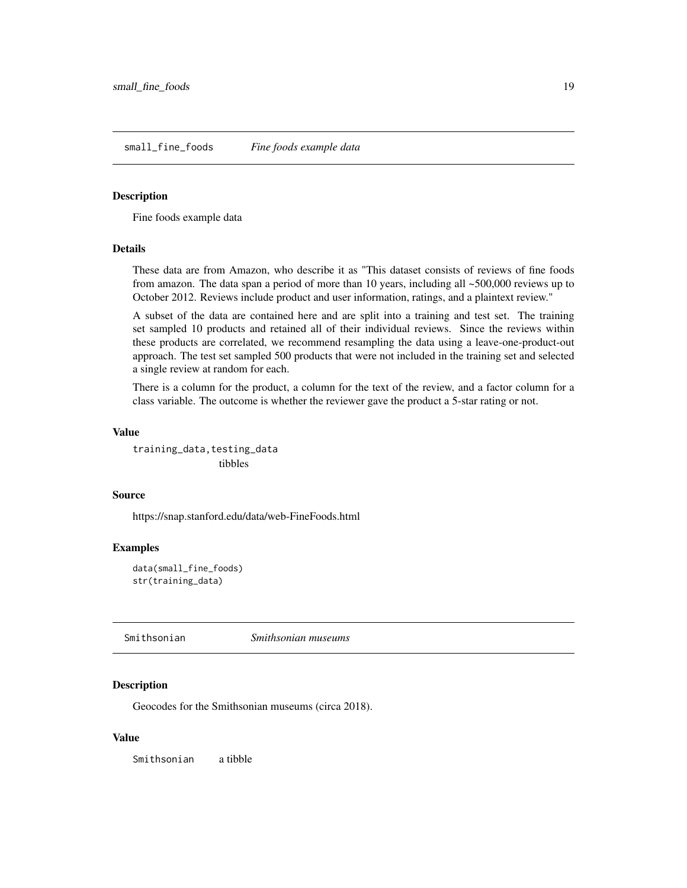## small_fine_foods — *Fine foods example data*

### Description

Fine foods example data

### Details

These data are from Amazon, who describe it as "This dataset consists of reviews of fine foods from amazon. The data span a period of more than 10 years, including all ~500,000 reviews up to October 2012. Reviews include product and user information, ratings, and a plaintext review."

A subset of the data are contained here and are split into a training and test set. The training set sampled 10 products and retained all of their individual reviews. Since the reviews within these products are correlated, we recommend resampling the data using a leave-one-product-out approach. The test set sampled 500 products that were not included in the training set and selected a single review at random for each.

There is a column for the product, a column for the text of the review, and a factor column for a class variable. The outcome is whether the reviewer gave the product a 5-star rating or not.

### Value

`training_data,testing_data`
tibbles

### Source

https://snap.stanford.edu/data/web-FineFoods.html

### Examples

```
data(small_fine_foods)
str(training_data)
```

## Smithsonian — *Smithsonian museums*

### Description

Geocodes for the Smithsonian museums (circa 2018).

### Value

`Smithsonian` a tibble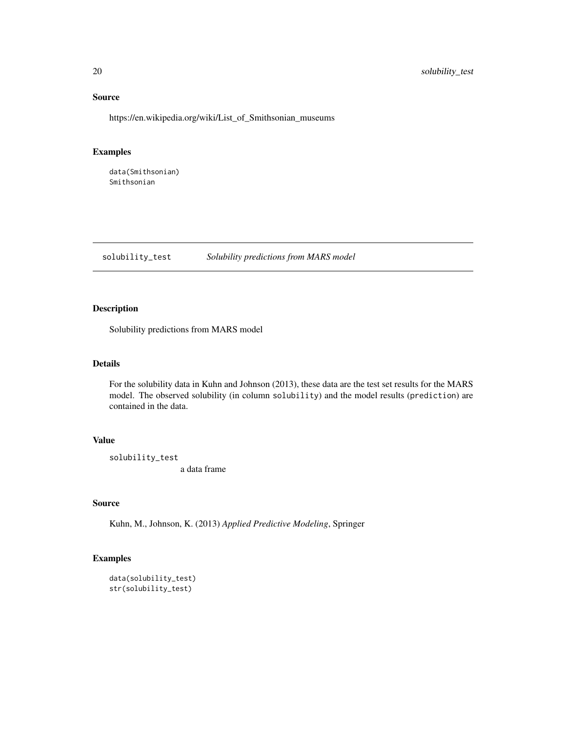## Source

https://en.wikipedia.org/wiki/List_of_Smithsonian_museums

## Examples

```
data(Smithsonian)
Smithsonian
```

---

# solubility_test *Solubility predictions from MARS model*

## Description

Solubility predictions from MARS model

## Details

For the solubility data in Kuhn and Johnson (2013), these data are the test set results for the MARS model. The observed solubility (in column `solubility`) and the model results (`prediction`) are contained in the data.

## Value

`solubility_test`
a data frame

## Source

Kuhn, M., Johnson, K. (2013) *Applied Predictive Modeling*, Springer

## Examples

```
data(solubility_test)
str(solubility_test)
```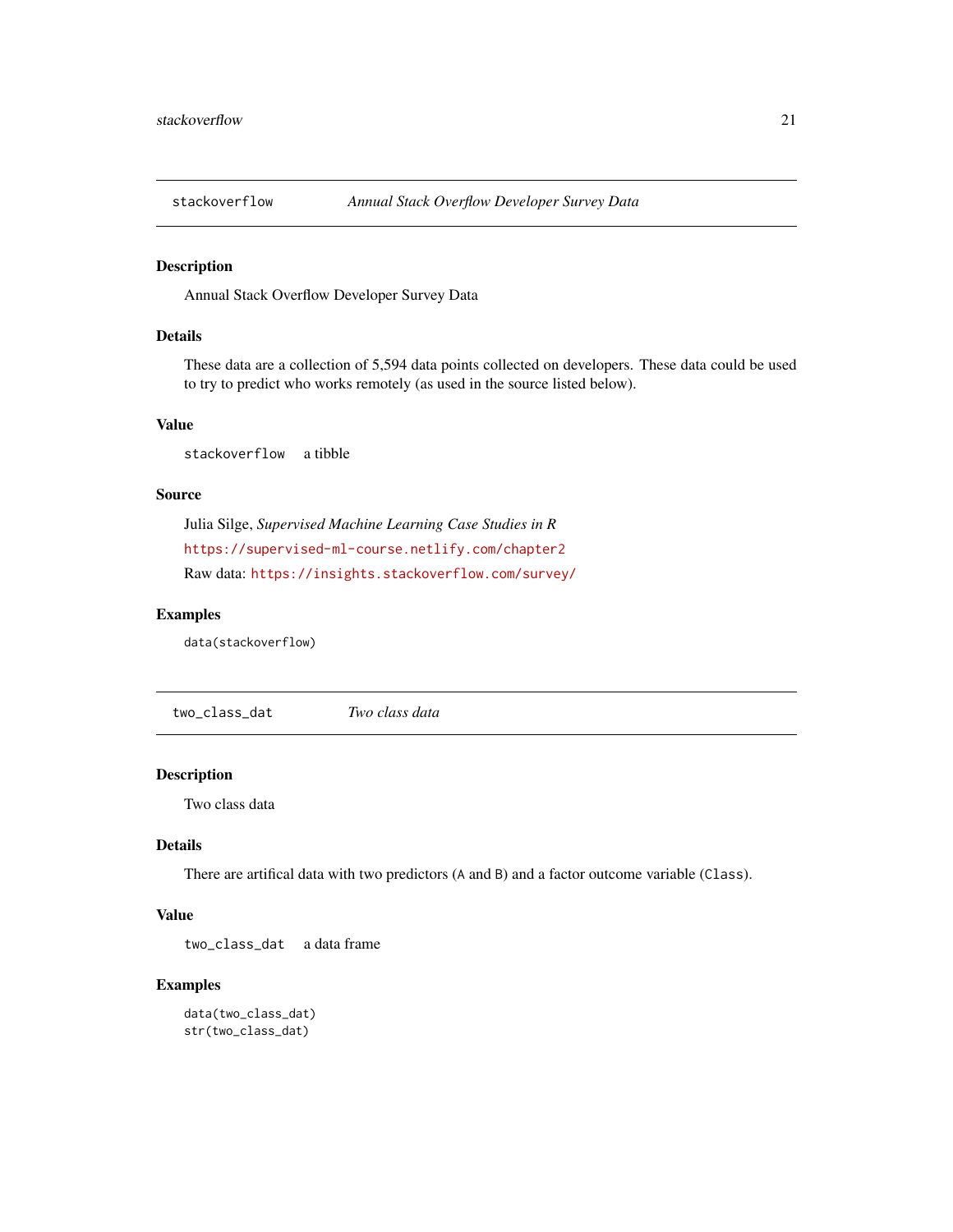## stackoverflow — *Annual Stack Overflow Developer Survey Data*

### Description

Annual Stack Overflow Developer Survey Data

### Details

These data are a collection of 5,594 data points collected on developers. These data could be used to try to predict who works remotely (as used in the source listed below).

### Value

`stackoverflow` a tibble

### Source

Julia Silge, *Supervised Machine Learning Case Studies in R*

https://supervised-ml-course.netlify.com/chapter2

Raw data: https://insights.stackoverflow.com/survey/

### Examples

```
data(stackoverflow)
```

## two_class_dat — *Two class data*

### Description

Two class data

### Details

There are artifical data with two predictors (`A` and `B`) and a factor outcome variable (`Class`).

### Value

`two_class_dat` a data frame

### Examples

```
data(two_class_dat)
str(two_class_dat)
```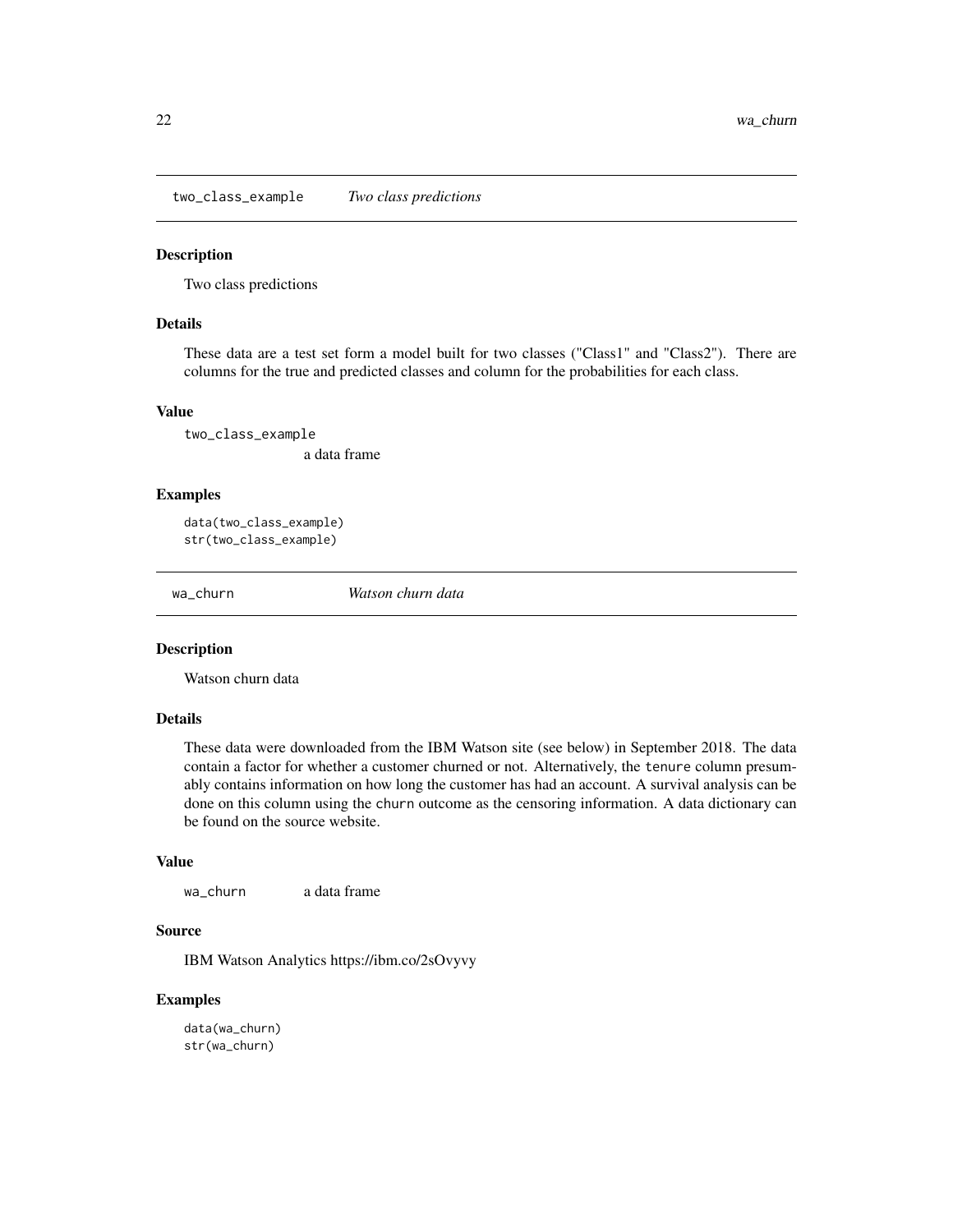## two_class_example *Two class predictions*

### Description

Two class predictions

### Details

These data are a test set form a model built for two classes ("Class1" and "Class2"). There are columns for the true and predicted classes and column for the probabilities for each class.

### Value

`two_class_example`
a data frame

### Examples

```
data(two_class_example)
str(two_class_example)
```

## wa_churn *Watson churn data*

### Description

Watson churn data

### Details

These data were downloaded from the IBM Watson site (see below) in September 2018. The data contain a factor for whether a customer churned or not. Alternatively, the `tenure` column presumably contains information on how long the customer has had an account. A survival analysis can be done on this column using the `churn` outcome as the censoring information. A data dictionary can be found on the source website.

### Value

`wa_churn` a data frame

### Source

IBM Watson Analytics https://ibm.co/2sOvyvy

### Examples

```
data(wa_churn)
str(wa_churn)
```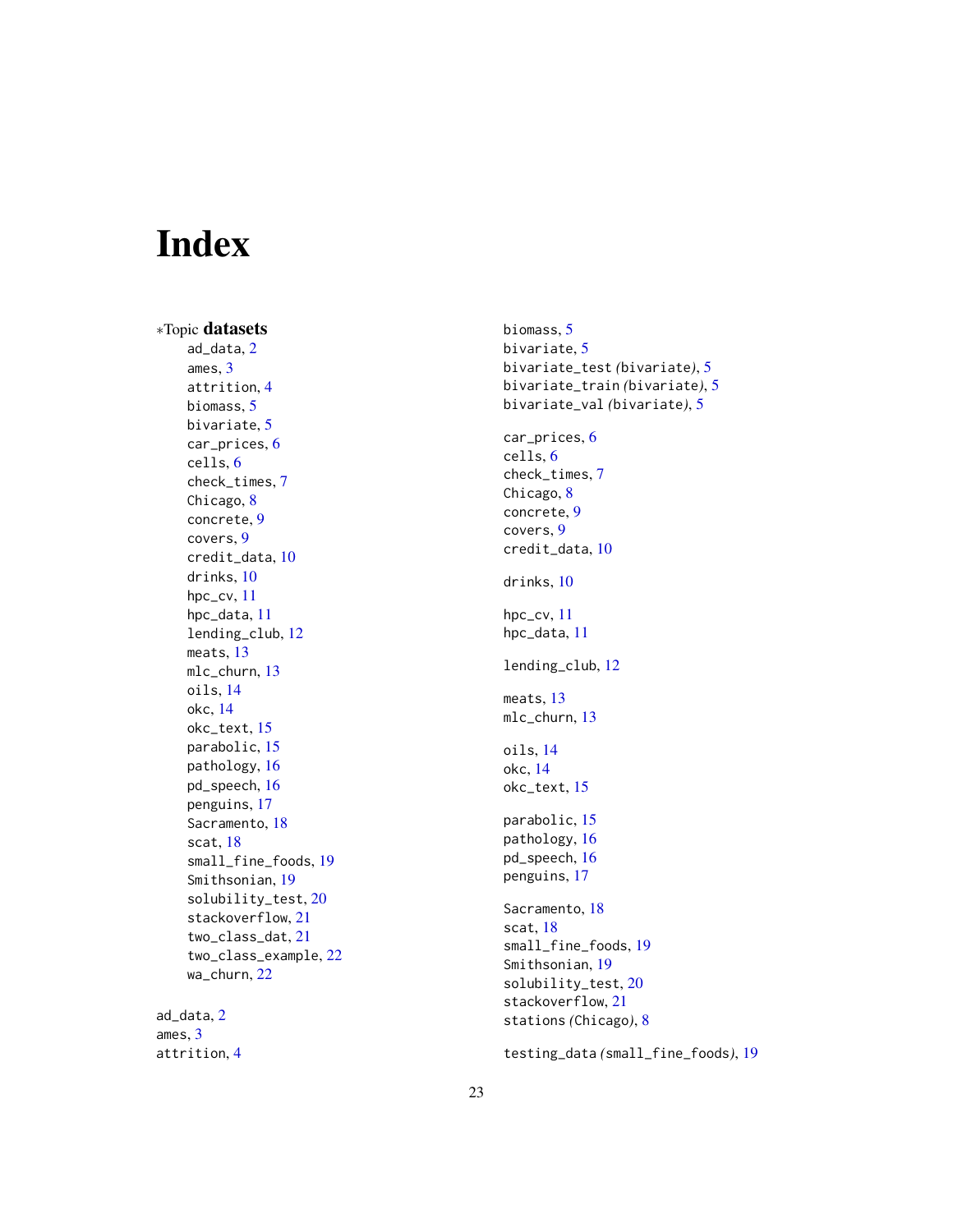# Index

*Topic **datasets**

- ad_data, 2
- ames, 3
- attrition, 4
- biomass, 5
- bivariate, 5
- car_prices, 6
- cells, 6
- check_times, 7
- Chicago, 8
- concrete, 9
- covers, 9
- credit_data, 10
- drinks, 10
- hpc_cv, 11
- hpc_data, 11
- lending_club, 12
- meats, 13
- mlc_churn, 13
- oils, 14
- okc, 14
- okc_text, 15
- parabolic, 15
- pathology, 16
- pd_speech, 16
- penguins, 17
- Sacramento, 18
- scat, 18
- small_fine_foods, 19
- Smithsonian, 19
- solubility_test, 20
- stackoverflow, 21
- two_class_dat, 21
- two_class_example, 22
- wa_churn, 22

ad_data, 2
ames, 3
attrition, 4

biomass, 5
bivariate, 5
bivariate_test *(bivariate)*, 5
bivariate_train *(bivariate)*, 5
bivariate_val *(bivariate)*, 5

car_prices, 6
cells, 6
check_times, 7
Chicago, 8
concrete, 9
covers, 9
credit_data, 10

drinks, 10

hpc_cv, 11
hpc_data, 11

lending_club, 12

meats, 13
mlc_churn, 13

oils, 14
okc, 14
okc_text, 15

parabolic, 15
pathology, 16
pd_speech, 16
penguins, 17

Sacramento, 18
scat, 18
small_fine_foods, 19
Smithsonian, 19
solubility_test, 20
stackoverflow, 21
stations *(Chicago)*, 8

testing_data *(small_fine_foods)*, 19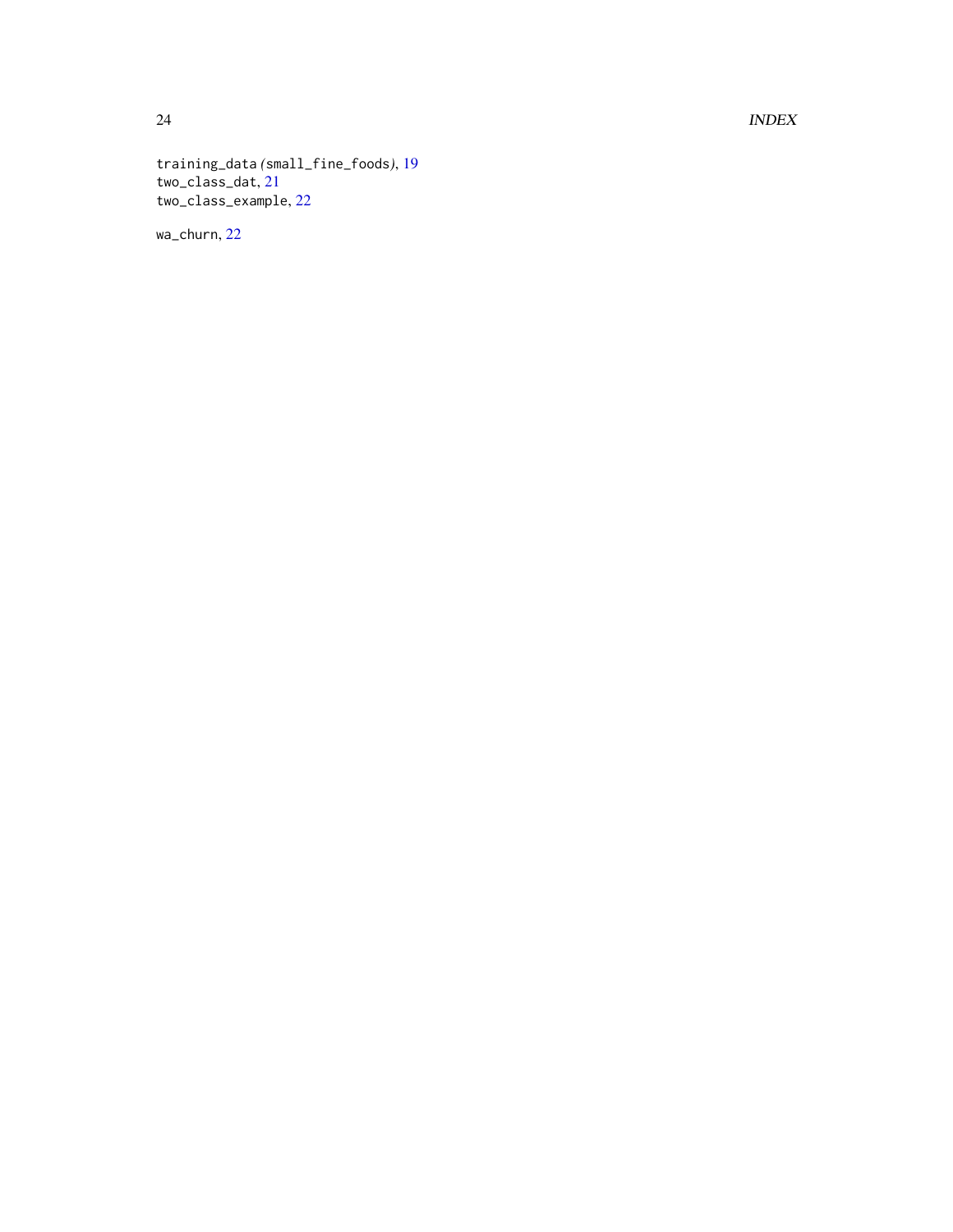training_data (small_fine_foods), 19
two_class_dat, 21
two_class_example, 22

wa_churn, 22